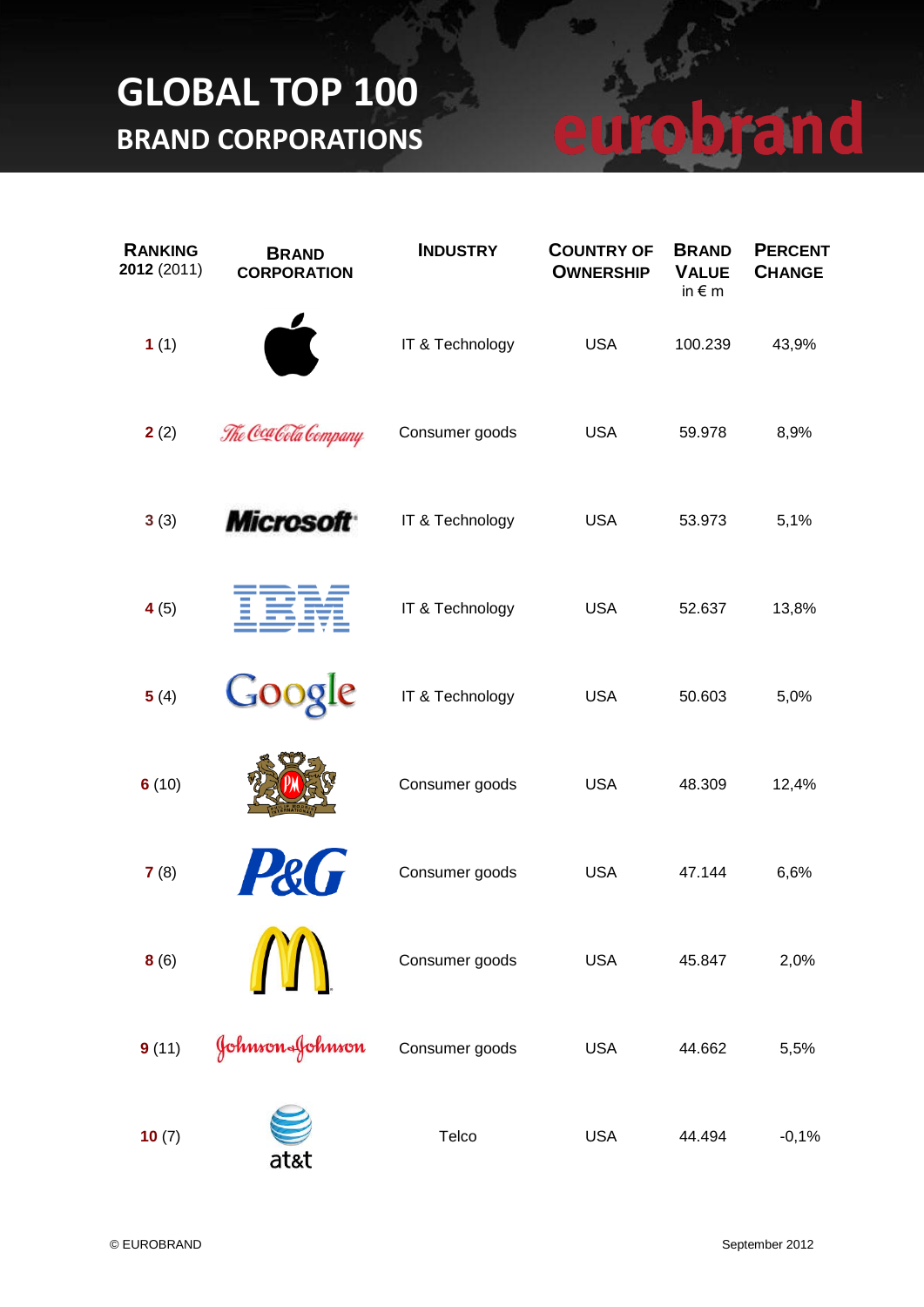# GLOBAL TOP 100

## BRAND CORPORATIONS

eurobrand

| RANKING 2012 (2011) | BRAND CORPORATION | INDUSTRY | COUNTRY OF OWNERSHIP | BRAND VALUE in € m | PERCENT CHANGE |
|---|---|---|---|---|---|
| **1** (1) | Apple | IT & Technology | USA | 100.239 | 43,9% |
| **2** (2) | The Coca-Cola Company | Consumer goods | USA | 59.978 | 8,9% |
| **3** (3) | Microsoft | IT & Technology | USA | 53.973 | 5,1% |
| **4** (5) | IBM | IT & Technology | USA | 52.637 | 13,8% |
| **5** (4) | Google | IT & Technology | USA | 50.603 | 5,0% |
| **6** (10) | Philip Morris International | Consumer goods | USA | 48.309 | 12,4% |
| **7** (8) | P&G | Consumer goods | USA | 47.144 | 6,6% |
| **8** (6) | McDonald's | Consumer goods | USA | 45.847 | 2,0% |
| **9** (11) | Johnson & Johnson | Consumer goods | USA | 44.662 | 5,5% |
| **10** (7) | at&t | Telco | USA | 44.494 | -0,1% |

© EUROBRAND

September 2012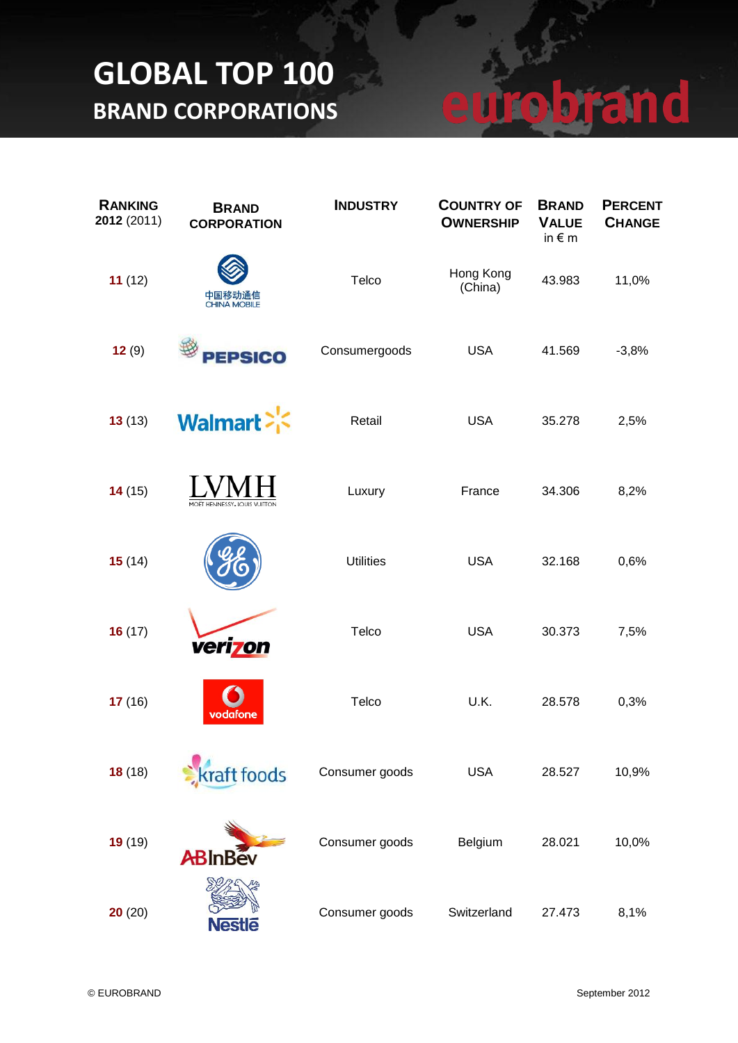# GLOBAL TOP 100
## BRAND CORPORATIONS

eurobrand

| RANKING 2012 (2011) | BRAND CORPORATION | INDUSTRY | COUNTRY OF OWNERSHIP | BRAND VALUE in € m | PERCENT CHANGE |
|---|---|---|---|---|---|
| **11** (12) | 中国移动通信 CHINA MOBILE | Telco | Hong Kong (China) | 43.983 | 11,0% |
| **12** (9) | PEPSICO | Consumergoods | USA | 41.569 | -3,8% |
| **13** (13) | Walmart | Retail | USA | 35.278 | 2,5% |
| **14** (15) | LVMH MOËT HENNESSY. LOUIS VUITTON | Luxury | France | 34.306 | 8,2% |
| **15** (14) | GE | Utilities | USA | 32.168 | 0,6% |
| **16** (17) | verizon | Telco | USA | 30.373 | 7,5% |
| **17** (16) | vodafone | Telco | U.K. | 28.578 | 0,3% |
| **18** (18) | kraft foods | Consumer goods | USA | 28.527 | 10,9% |
| **19** (19) | ABInBev | Consumer goods | Belgium | 28.021 | 10,0% |
| **20** (20) | Nestlé | Consumer goods | Switzerland | 27.473 | 8,1% |

© EUROBRAND

September 2012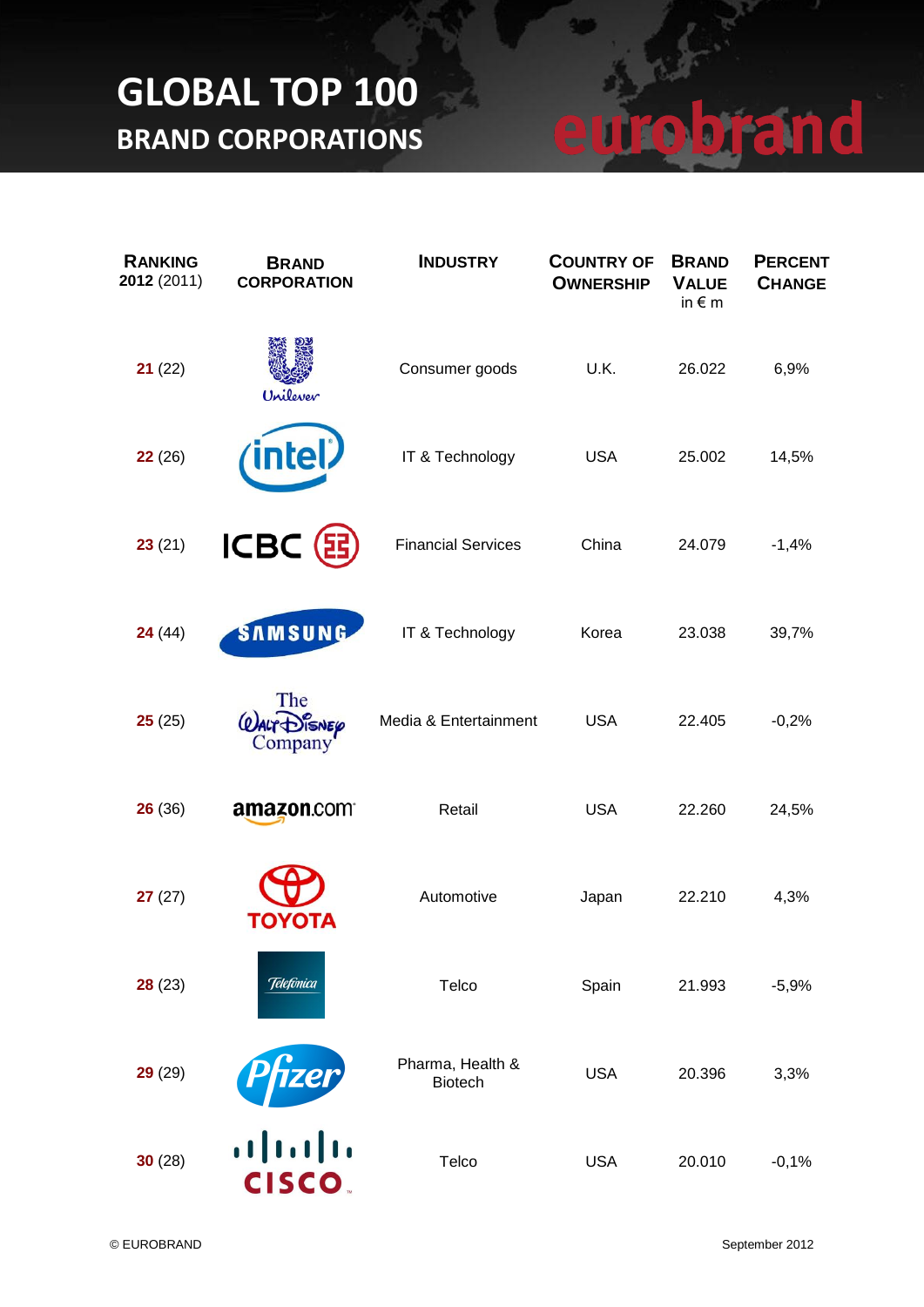# GLOBAL TOP 100

## BRAND CORPORATIONS

eurobrand

| RANKING 2012 (2011) | BRAND CORPORATION | INDUSTRY | COUNTRY OF OWNERSHIP | BRAND VALUE in € m | PERCENT CHANGE |
|---|---|---|---|---|---|
| **21** (22) | Unilever | Consumer goods | U.K. | 26.022 | 6,9% |
| **22** (26) | intel | IT & Technology | USA | 25.002 | 14,5% |
| **23** (21) | ICBC | Financial Services | China | 24.079 | -1,4% |
| **24** (44) | SAMSUNG | IT & Technology | Korea | 23.038 | 39,7% |
| **25** (25) | The Walt Disney Company | Media & Entertainment | USA | 22.405 | -0,2% |
| **26** (36) | amazon.com | Retail | USA | 22.260 | 24,5% |
| **27** (27) | TOYOTA | Automotive | Japan | 22.210 | 4,3% |
| **28** (23) | Telefónica | Telco | Spain | 21.993 | -5,9% |
| **29** (29) | Pfizer | Pharma, Health & Biotech | USA | 20.396 | 3,3% |
| **30** (28) | CISCO | Telco | USA | 20.010 | -0,1% |

© EUROBRAND

September 2012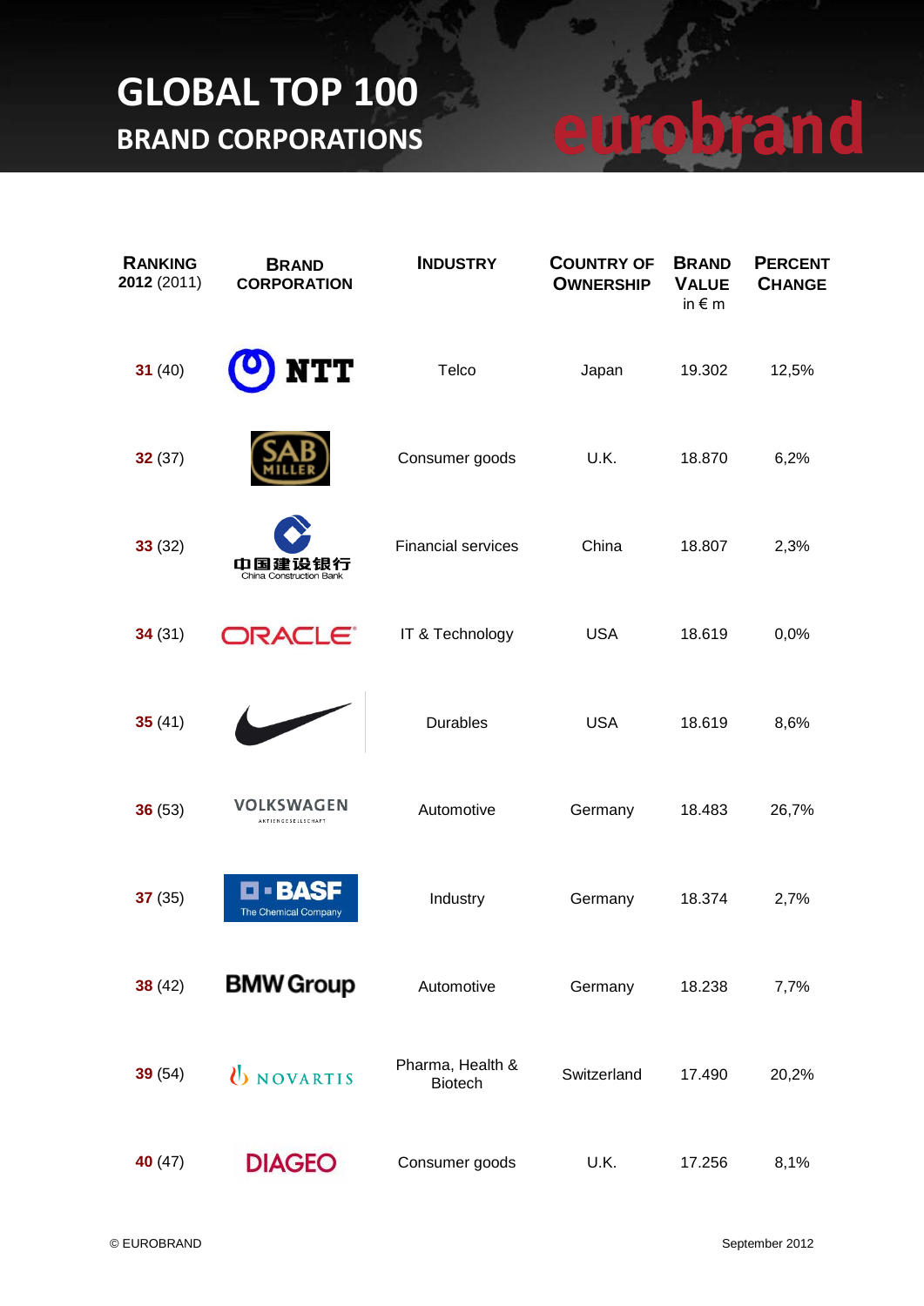# GLOBAL TOP 100

## BRAND CORPORATIONS

eurobrand

| RANKING 2012 (2011) | BRAND CORPORATION | INDUSTRY | COUNTRY OF OWNERSHIP | BRAND VALUE in € m | PERCENT CHANGE |
|---|---|---|---|---|---|
| **31** (40) | NTT | Telco | Japan | 19.302 | 12,5% |
| **32** (37) | SAB MILLER | Consumer goods | U.K. | 18.870 | 6,2% |
| **33** (32) | 中国建设银行 China Construction Bank | Financial services | China | 18.807 | 2,3% |
| **34** (31) | ORACLE | IT & Technology | USA | 18.619 | 0,0% |
| **35** (41) | Nike | Durables | USA | 18.619 | 8,6% |
| **36** (53) | VOLKSWAGEN AKTIENGESELLSCHAFT | Automotive | Germany | 18.483 | 26,7% |
| **37** (35) | BASF The Chemical Company | Industry | Germany | 18.374 | 2,7% |
| **38** (42) | BMW Group | Automotive | Germany | 18.238 | 7,7% |
| **39** (54) | NOVARTIS | Pharma, Health & Biotech | Switzerland | 17.490 | 20,2% |
| **40** (47) | DIAGEO | Consumer goods | U.K. | 17.256 | 8,1% |

© EUROBRAND September 2012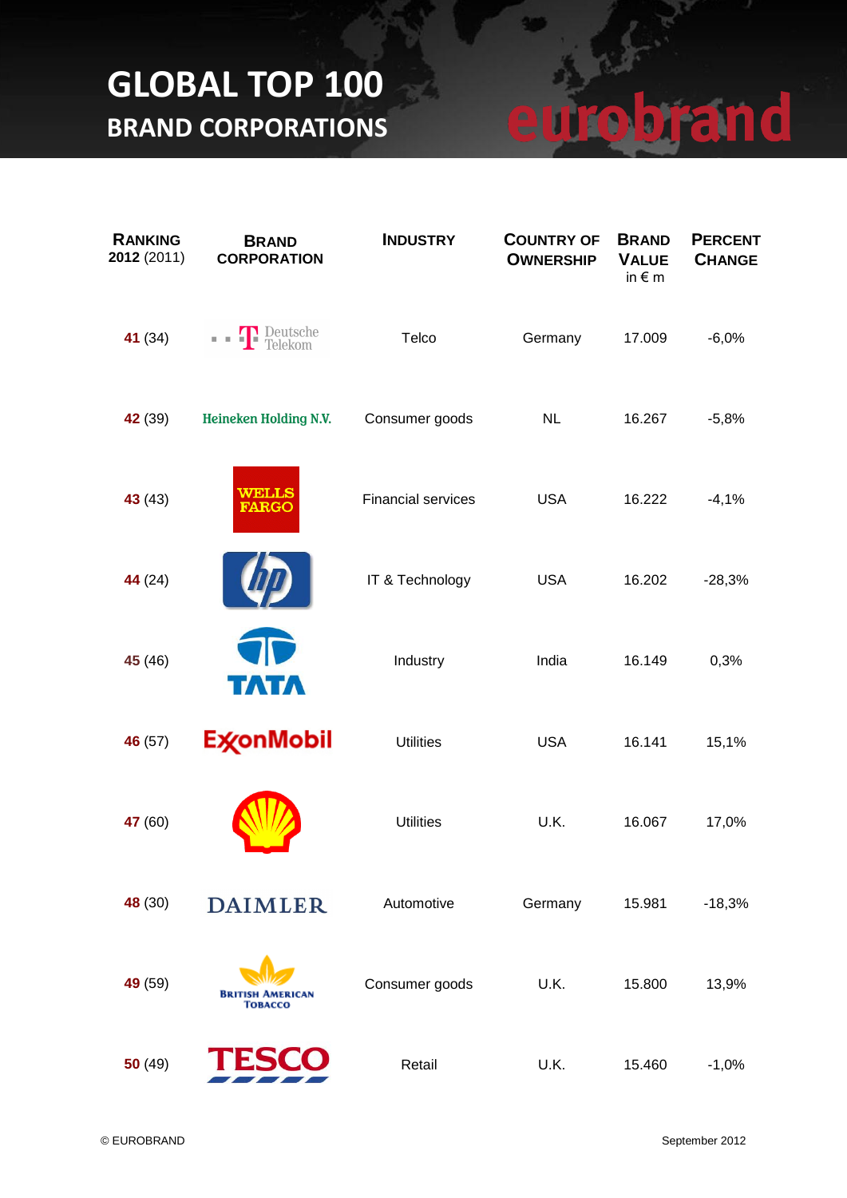# GLOBAL TOP 100
## BRAND CORPORATIONS

eurobrand

| RANKING 2012 (2011) | BRAND CORPORATION | INDUSTRY | COUNTRY OF OWNERSHIP | BRAND VALUE in € m | PERCENT CHANGE |
|---|---|---|---|---|---|
| 41 (34) | Deutsche Telekom | Telco | Germany | 17.009 | -6,0% |
| 42 (39) | Heineken Holding N.V. | Consumer goods | NL | 16.267 | -5,8% |
| 43 (43) | Wells Fargo | Financial services | USA | 16.222 | -4,1% |
| 44 (24) | hp | IT & Technology | USA | 16.202 | -28,3% |
| 45 (46) | TATA | Industry | India | 16.149 | 0,3% |
| 46 (57) | ExxonMobil | Utilities | USA | 16.141 | 15,1% |
| 47 (60) | Shell | Utilities | U.K. | 16.067 | 17,0% |
| 48 (30) | DAIMLER | Automotive | Germany | 15.981 | -18,3% |
| 49 (59) | British American Tobacco | Consumer goods | U.K. | 15.800 | 13,9% |
| 50 (49) | TESCO | Retail | U.K. | 15.460 | -1,0% |

© EUROBRAND

September 2012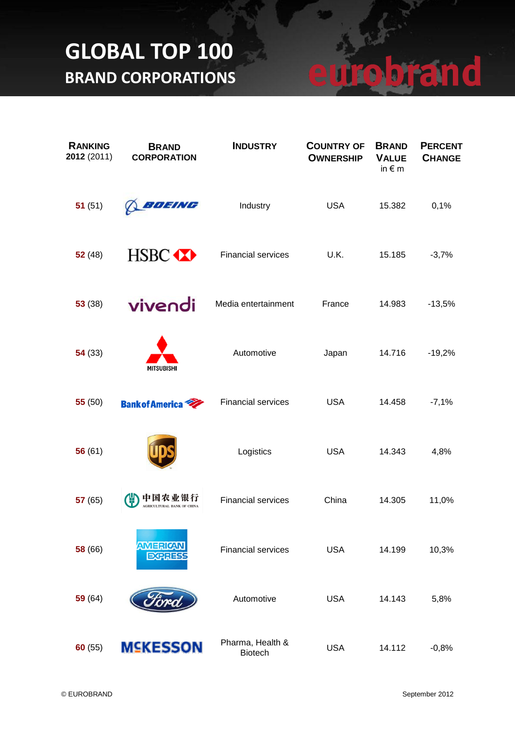# GLOBAL TOP 100

## BRAND CORPORATIONS

eurobrand

| RANKING 2012 (2011) | BRAND CORPORATION | INDUSTRY | COUNTRY OF OWNERSHIP | BRAND VALUE in € m | PERCENT CHANGE |
|---|---|---|---|---|---|
| 51 (51) | BOEING | Industry | USA | 15.382 | 0,1% |
| 52 (48) | HSBC | Financial services | U.K. | 15.185 | -3,7% |
| 53 (38) | vivendi | Media entertainment | France | 14.983 | -13,5% |
| 54 (33) | MITSUBISHI | Automotive | Japan | 14.716 | -19,2% |
| 55 (50) | Bank of America | Financial services | USA | 14.458 | -7,1% |
| 56 (61) | ups | Logistics | USA | 14.343 | 4,8% |
| 57 (65) | 中国农业银行 AGRICULTURAL BANK OF CHINA | Financial services | China | 14.305 | 11,0% |
| 58 (66) | AMERICAN EXPRESS | Financial services | USA | 14.199 | 10,3% |
| 59 (64) | Ford | Automotive | USA | 14.143 | 5,8% |
| 60 (55) | MCKESSON | Pharma, Health & Biotech | USA | 14.112 | -0,8% |

© EUROBRAND

September 2012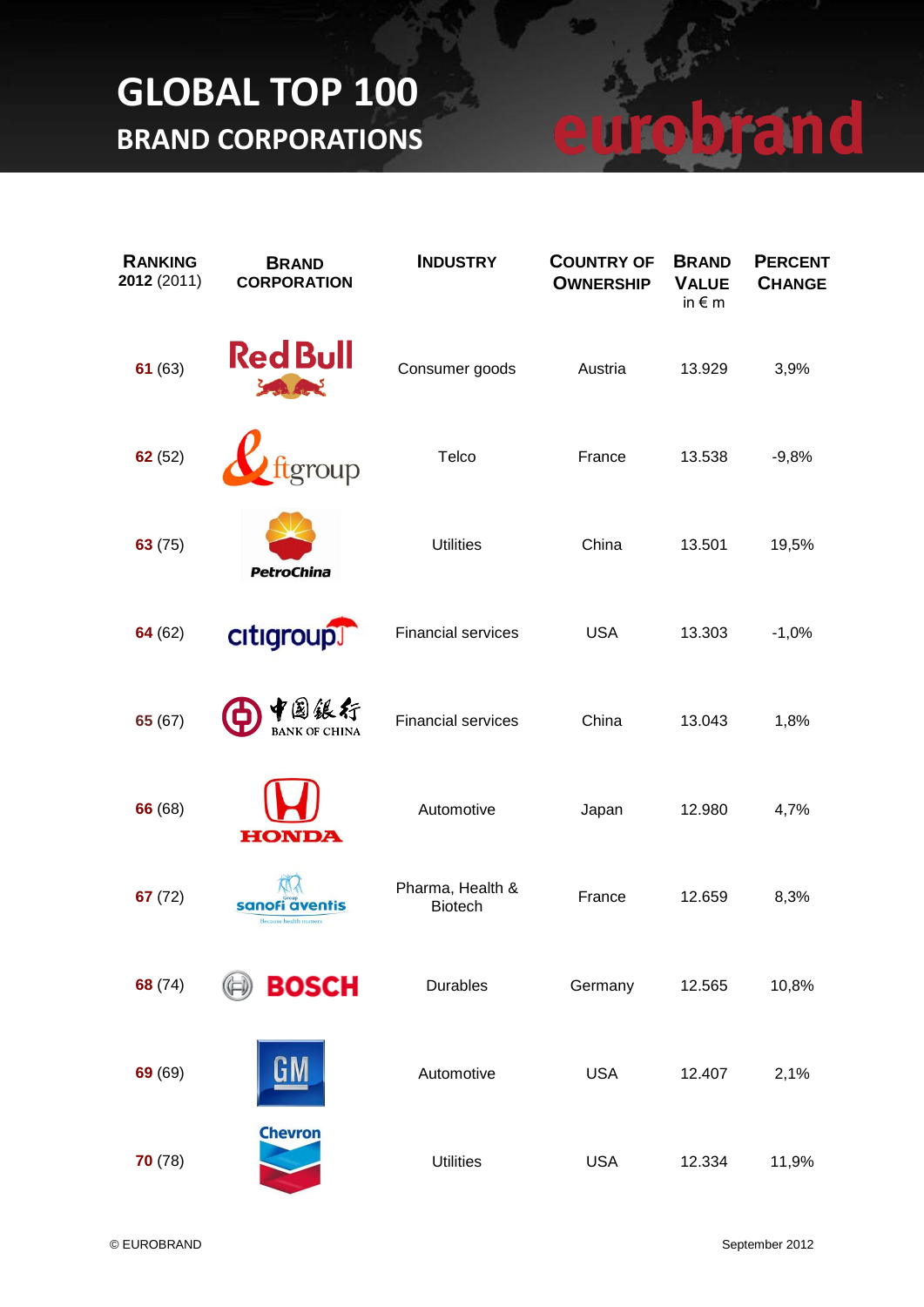# GLOBAL TOP 100

## BRAND CORPORATIONS

eurobrand

| RANKING 2012 (2011) | BRAND CORPORATION | INDUSTRY | COUNTRY OF OWNERSHIP | BRAND VALUE in € m | PERCENT CHANGE |
|---|---|---|---|---|---|
| 61 (63) | Red Bull | Consumer goods | Austria | 13.929 | 3,9% |
| 62 (52) | ftgroup | Telco | France | 13.538 | -9,8% |
| 63 (75) | PetroChina | Utilities | China | 13.501 | 19,5% |
| 64 (62) | citigroup | Financial services | USA | 13.303 | -1,0% |
| 65 (67) | 中国银行 BANK OF CHINA | Financial services | China | 13.043 | 1,8% |
| 66 (68) | HONDA | Automotive | Japan | 12.980 | 4,7% |
| 67 (72) | sanofi aventis | Pharma, Health & Biotech | France | 12.659 | 8,3% |
| 68 (74) | BOSCH | Durables | Germany | 12.565 | 10,8% |
| 69 (69) | GM | Automotive | USA | 12.407 | 2,1% |
| 70 (78) | Chevron | Utilities | USA | 12.334 | 11,9% |

© EUROBRAND September 2012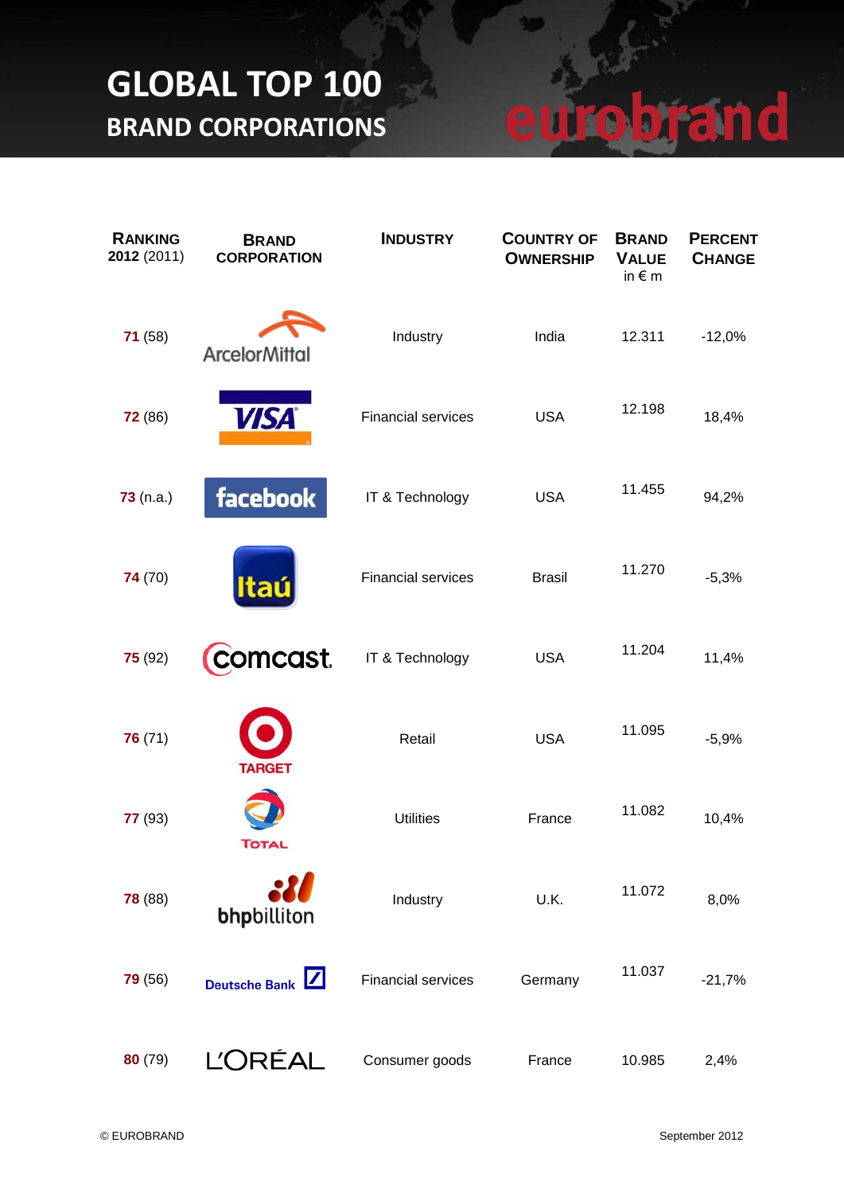# GLOBAL TOP 100

## BRAND CORPORATIONS

eurobrand

| RANKING 2012 (2011) | BRAND CORPORATION | INDUSTRY | COUNTRY OF OWNERSHIP | BRAND VALUE in € m | PERCENT CHANGE |
|---|---|---|---|---|---|
| 71 (58) | ArcelorMittal | Industry | India | 12.311 | -12,0% |
| 72 (86) | VISA | Financial services | USA | 12.198 | 18,4% |
| 73 (n.a.) | facebook | IT & Technology | USA | 11.455 | 94,2% |
| 74 (70) | Itaú | Financial services | Brasil | 11.270 | -5,3% |
| 75 (92) | comcast | IT & Technology | USA | 11.204 | 11,4% |
| 76 (71) | TARGET | Retail | USA | 11.095 | -5,9% |
| 77 (93) | TOTAL | Utilities | France | 11.082 | 10,4% |
| 78 (88) | bhpbilliton | Industry | U.K. | 11.072 | 8,0% |
| 79 (56) | Deutsche Bank | Financial services | Germany | 11.037 | -21,7% |
| 80 (79) | L'ORÉAL | Consumer goods | France | 10.985 | 2,4% |

© EUROBRAND

September 2012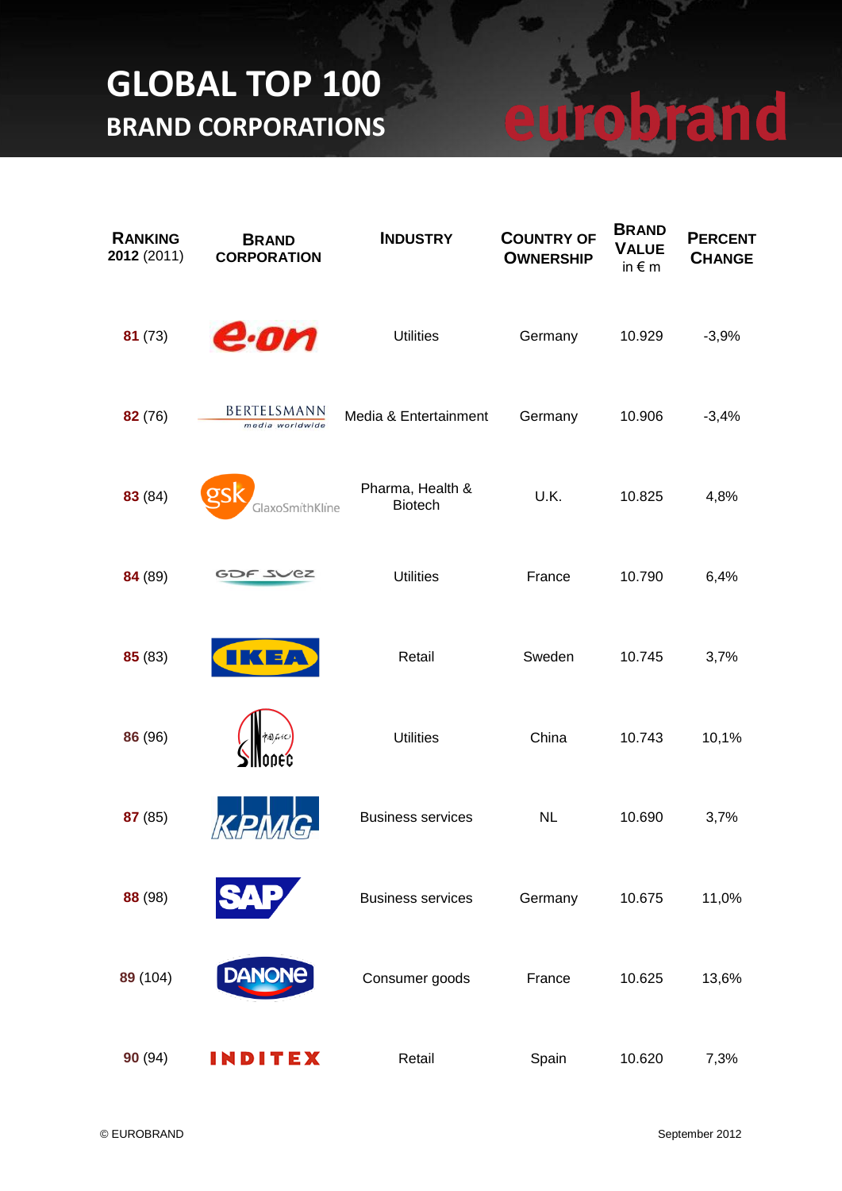# GLOBAL TOP 100
## BRAND CORPORATIONS

eurobrand

| RANKING 2012 (2011) | BRAND CORPORATION | INDUSTRY | COUNTRY OF OWNERSHIP | BRAND VALUE in € m | PERCENT CHANGE |
|---|---|---|---|---|---|
| 81 (73) | e.on | Utilities | Germany | 10.929 | -3,9% |
| 82 (76) | BERTELSMANN media worldwide | Media & Entertainment | Germany | 10.906 | -3,4% |
| 83 (84) | gsk GlaxoSmithKline | Pharma, Health & Biotech | U.K. | 10.825 | 4,8% |
| 84 (89) | GDF SUEZ | Utilities | France | 10.790 | 6,4% |
| 85 (83) | IKEA | Retail | Sweden | 10.745 | 3,7% |
| 86 (96) | SINOPEC | Utilities | China | 10.743 | 10,1% |
| 87 (85) | KPMG | Business services | NL | 10.690 | 3,7% |
| 88 (98) | SAP | Business services | Germany | 10.675 | 11,0% |
| 89 (104) | DANONE | Consumer goods | France | 10.625 | 13,6% |
| 90 (94) | INDITEX | Retail | Spain | 10.620 | 7,3% |

© EUROBRAND

September 2012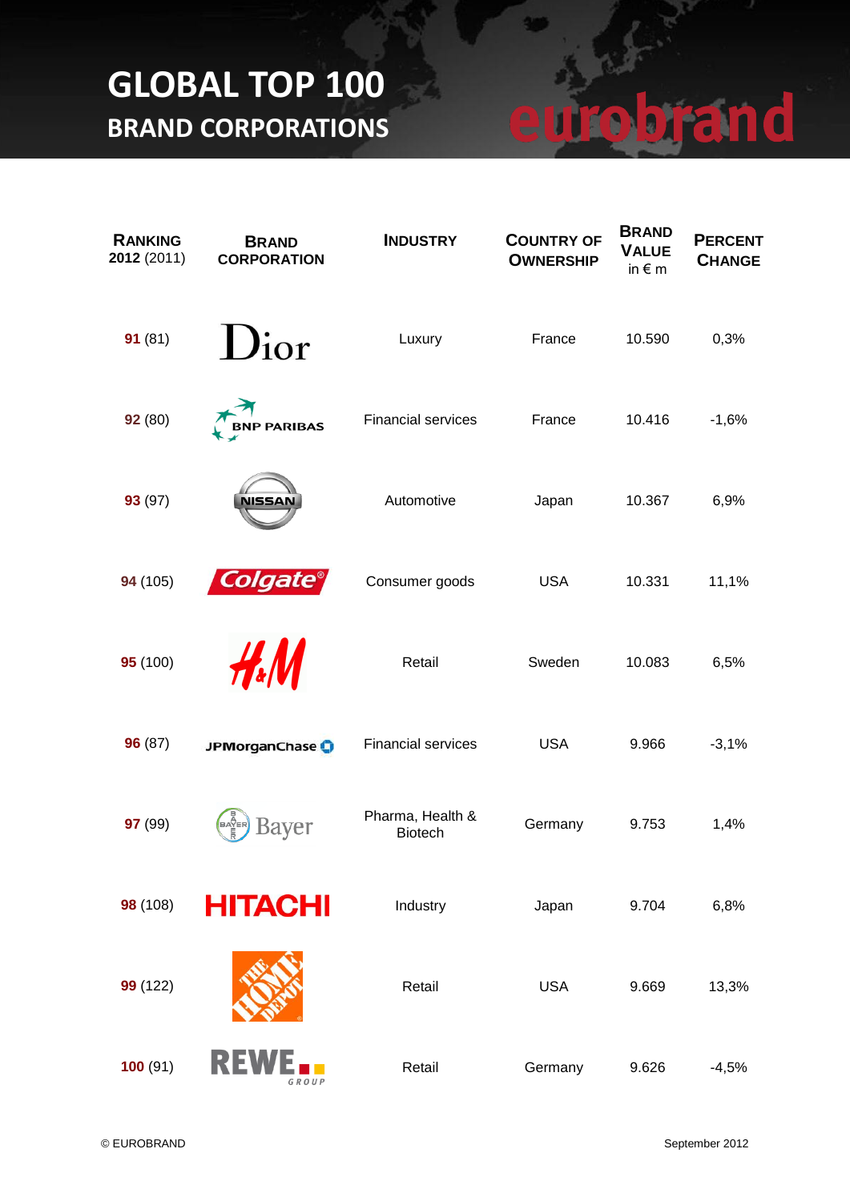# GLOBAL TOP 100
## BRAND CORPORATIONS

eurobrand

| RANKING 2012 (2011) | BRAND CORPORATION | INDUSTRY | COUNTRY OF OWNERSHIP | BRAND VALUE in € m | PERCENT CHANGE |
|---|---|---|---|---|---|
| **91** (81) | Dior | Luxury | France | 10.590 | 0,3% |
| **92** (80) | BNP PARIBAS | Financial services | France | 10.416 | -1,6% |
| **93** (97) | NISSAN | Automotive | Japan | 10.367 | 6,9% |
| **94** (105) | Colgate | Consumer goods | USA | 10.331 | 11,1% |
| **95** (100) | H&M | Retail | Sweden | 10.083 | 6,5% |
| **96** (87) | JPMorganChase | Financial services | USA | 9.966 | -3,1% |
| **97** (99) | Bayer | Pharma, Health & Biotech | Germany | 9.753 | 1,4% |
| **98** (108) | HITACHI | Industry | Japan | 9.704 | 6,8% |
| **99** (122) | The Home Depot | Retail | USA | 9.669 | 13,3% |
| **100** (91) | REWE GROUP | Retail | Germany | 9.626 | -4,5% |

© EUROBRAND

September 2012